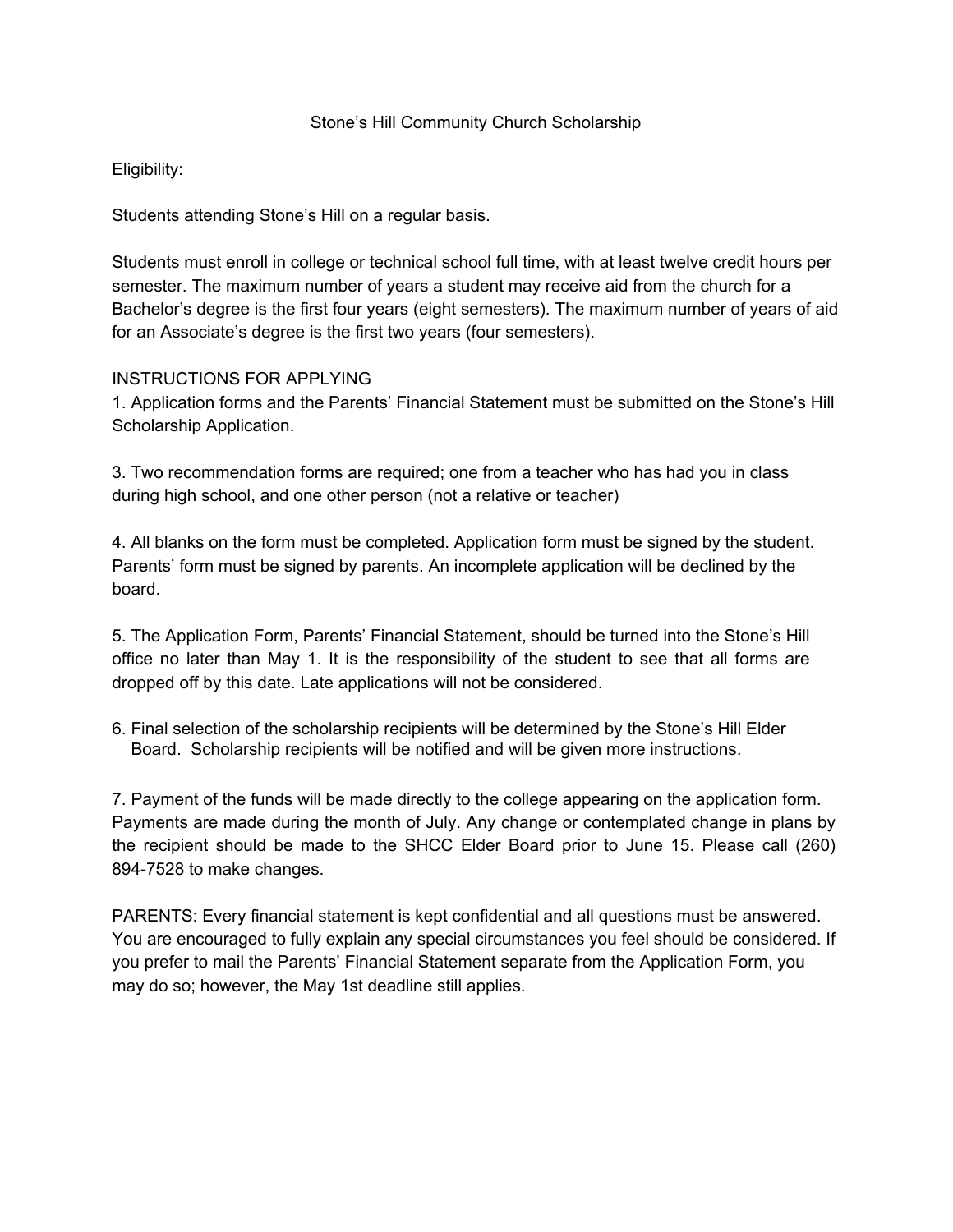# Stone's Hill Community Church Scholarship

Eligibility:

Students attending Stone's Hill on a regular basis.

Students must enroll in college or technical school full time, with at least twelve credit hours per semester. The maximum number of years a student may receive aid from the church for a Bachelor's degree is the first four years (eight semesters). The maximum number of years of aid for an Associate's degree is the first two years (four semesters).

## INSTRUCTIONS FOR APPLYING

1. Application forms and the Parents' Financial Statement must be submitted on the Stone's Hill Scholarship Application.

3. Two recommendation forms are required; one from a teacher who has had you in class during high school, and one other person (not a relative or teacher)

4. All blanks on the form must be completed. Application form must be signed by the student. Parents' form must be signed by parents. An incomplete application will be declined by the board.

5. The Application Form, Parents' Financial Statement, should be turned into the Stone's Hill office no later than May 1. It is the responsibility of the student to see that all forms are dropped off by this date. Late applications will not be considered.

6. Final selection of the scholarship recipients will be determined by the Stone's Hill Elder Board. Scholarship recipients will be notified and will be given more instructions.

7. Payment of the funds will be made directly to the college appearing on the application form. Payments are made during the month of July. Any change or contemplated change in plans by the recipient should be made to the SHCC Elder Board prior to June 15. Please call (260) 894-7528 to make changes.

PARENTS: Every financial statement is kept confidential and all questions must be answered. You are encouraged to fully explain any special circumstances you feel should be considered. If you prefer to mail the Parents' Financial Statement separate from the Application Form, you may do so; however, the May 1st deadline still applies.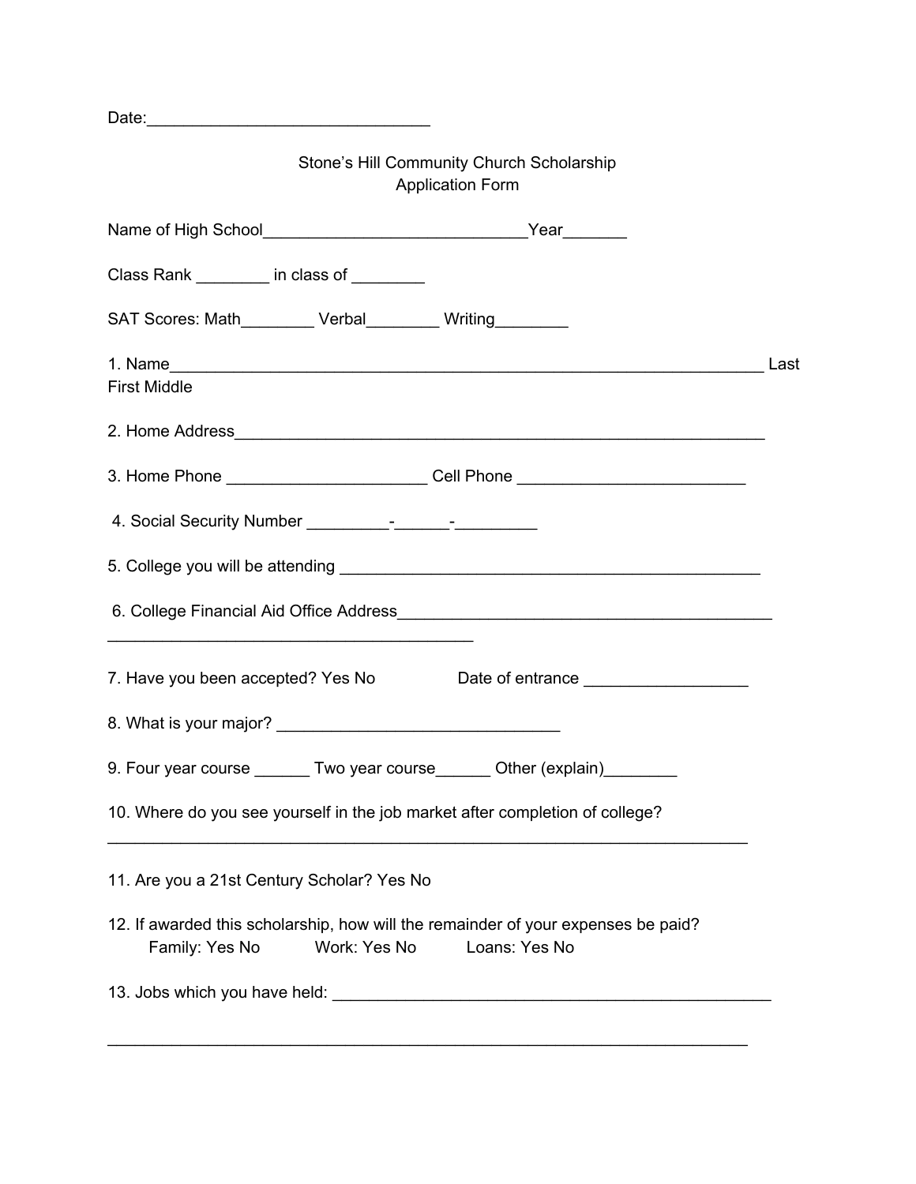Date:_______________________________

Stone's Hill Community Church Scholarship
Application Form

Name of High School_____________________________Year_______

Class Rank ________ in class of ________

SAT Scores: Math________ Verbal________ Writing________

1. Name_________________________________________________________________ Last First Middle

2. Home Address__________________________________________________________

3. Home Phone ______________________ Cell Phone _________________________

4. Social Security Number _________-______-_________

5. College you will be attending _______________________________________________

6. College Financial Aid Office Address_________________________________________
________________________________________

7. Have you been accepted? Yes No Date of entrance __________________

8. What is your major? _______________________________

9. Four year course ______ Two year course______ Other (explain)________

10. Where do you see yourself in the job market after completion of college?
______________________________________________________________________

11. Are you a 21st Century Scholar? Yes No

12. If awarded this scholarship, how will the remainder of your expenses be paid?
Family: Yes No Work: Yes No Loans: Yes No

13. Jobs which you have held: ________________________________________________

______________________________________________________________________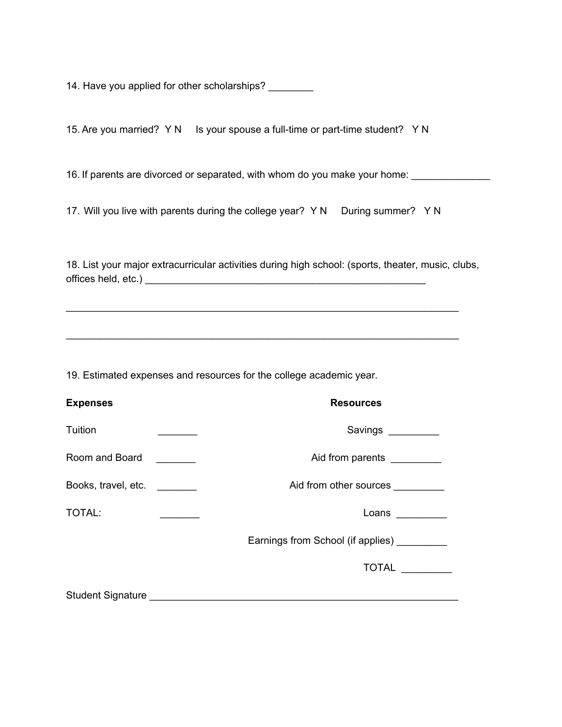14. Have you applied for other scholarships? ________

15. Are you married?  Y N     Is your spouse a full-time or part-time student?   Y N

16. If parents are divorced or separated, with whom do you make your home: ______________

17. Will you live with parents during the college year?  Y N     During summer?   Y N

18. List your major extracurricular activities during high school: (sports, theater, music, clubs, offices held, etc.) _____________________________________________________

_____________________________________________________________________________

_____________________________________________________________________________

19. Estimated expenses and resources for the college academic year.

| **Expenses** | | **Resources** | |
|---|---|---|---|
| Tuition | _______ | Savings | _________ |
| Room and Board | _______ | Aid from parents | _________ |
| Books, travel, etc. | _______ | Aid from other sources | _________ |
| TOTAL: | _______ | Loans | _________ |
| | | Earnings from School (if applies) | _________ |
| | | TOTAL | _________ |

Student Signature _______________________________________________________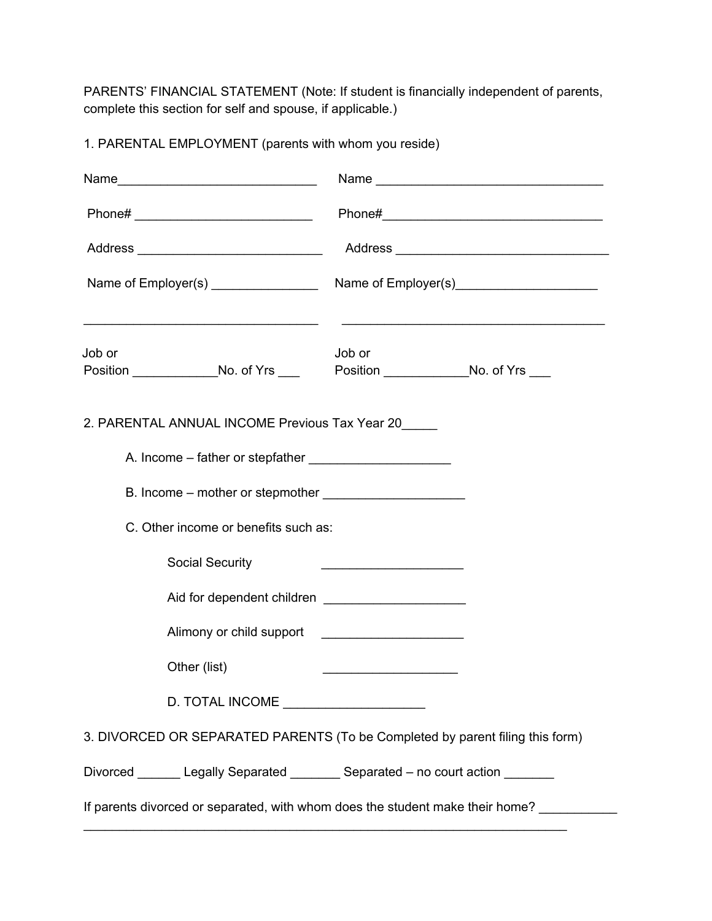PARENTS' FINANCIAL STATEMENT (Note: If student is financially independent of parents, complete this section for self and spouse, if applicable.)

1. PARENTAL EMPLOYMENT (parents with whom you reside)

Name____________________________ Name ________________________________

Phone# ________________________ Phone#_______________________________

Address _________________________ Address ______________________________

Name of Employer(s) _______________ Name of Employer(s)____________________

_________________________________ _____________________________________

Job or Position ____________No. of Yrs ___ Job or Position ____________No. of Yrs ___

2. PARENTAL ANNUAL INCOME Previous Tax Year 20_____

A. Income – father or stepfather ___________________

B. Income – mother or stepmother ___________________

C. Other income or benefits such as:

Social Security ___________________

Aid for dependent children ___________________

Alimony or child support ___________________

Other (list) __________________

D. TOTAL INCOME ___________________

3. DIVORCED OR SEPARATED PARENTS (To be Completed by parent filing this form)

Divorced ______ Legally Separated _______ Separated – no court action _______

If parents divorced or separated, with whom does the student make their home? ___________
_______________________________________________________________________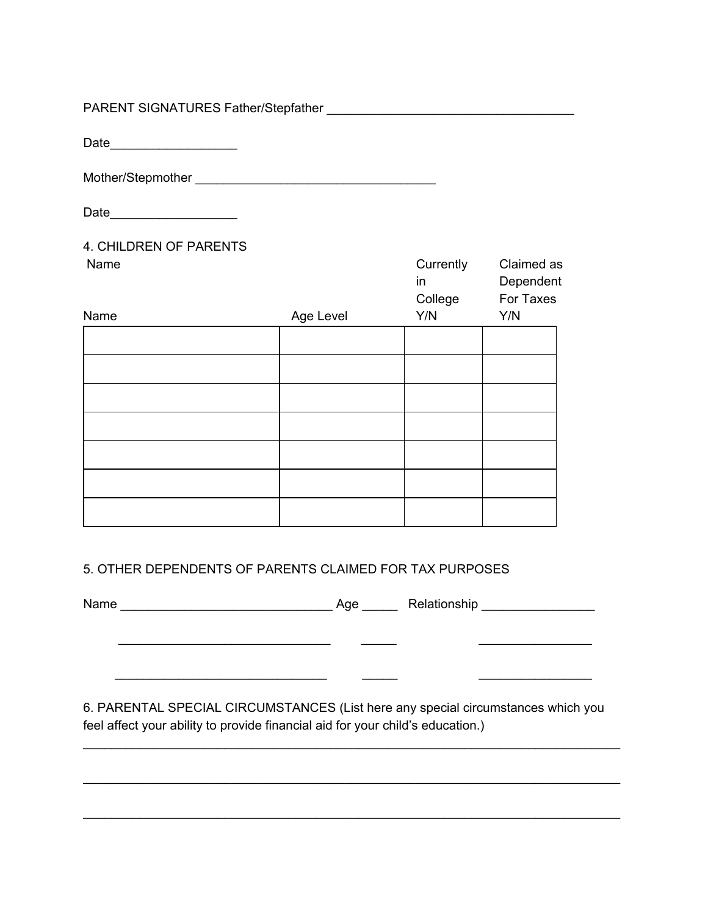PARENT SIGNATURES Father/Stepfather ___________________________________

Date_________________

Mother/Stepmother _________________________________

Date_________________

4. CHILDREN OF PARENTS

| Name | Age Level | Currently in College Y/N | Claimed as Dependent For Taxes Y/N |
|---|---|---|---|
| | | | |
| | | | |
| | | | |
| | | | |
| | | | |
| | | | |
| | | | |

5. OTHER DEPENDENTS OF PARENTS CLAIMED FOR TAX PURPOSES

Name ______________________________ Age _____ Relationship ________________

______________________________ _____ ________________

______________________________ _____ ________________

6. PARENTAL SPECIAL CIRCUMSTANCES (List here any special circumstances which you feel affect your ability to provide financial aid for your child's education.)

____________________________________________________________________________

____________________________________________________________________________

____________________________________________________________________________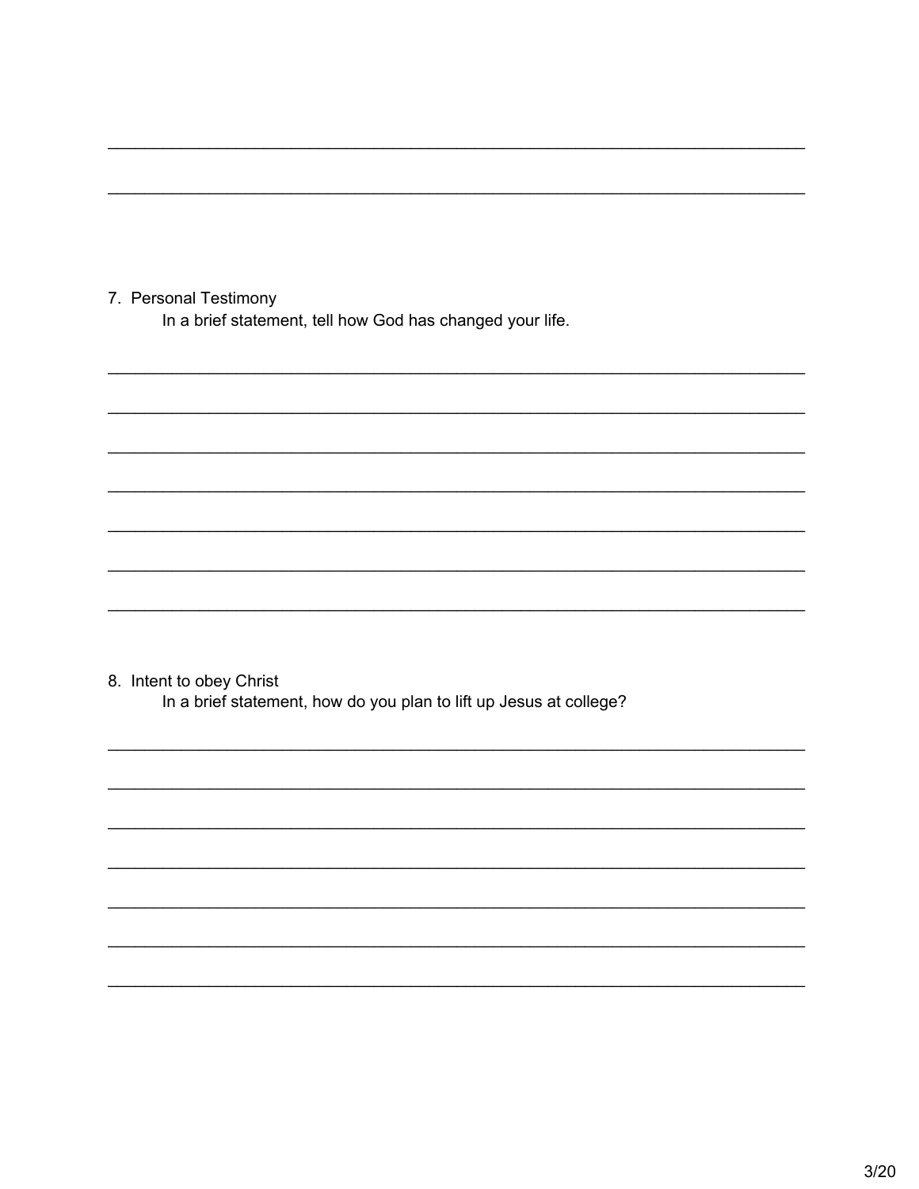7. Personal Testimony

   In a brief statement, tell how God has changed your life.

8. Intent to obey Christ

   In a brief statement, how do you plan to lift up Jesus at college?